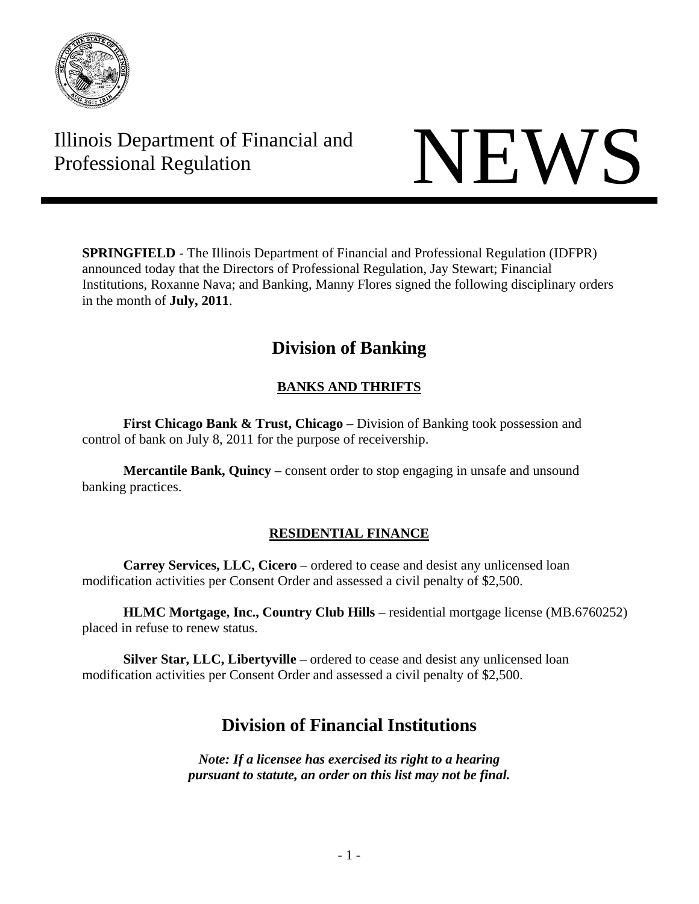Illinois Department of Financial and Professional Regulation

# NEWS

**SPRINGFIELD** - The Illinois Department of Financial and Professional Regulation (IDFPR) announced today that the Directors of Professional Regulation, Jay Stewart; Financial Institutions, Roxanne Nava; and Banking, Manny Flores signed the following disciplinary orders in the month of **July, 2011**.

## Division of Banking

### BANKS AND THRIFTS

**First Chicago Bank & Trust, Chicago** – Division of Banking took possession and control of bank on July 8, 2011 for the purpose of receivership.

**Mercantile Bank, Quincy** – consent order to stop engaging in unsafe and unsound banking practices.

### RESIDENTIAL FINANCE

**Carrey Services, LLC, Cicero** – ordered to cease and desist any unlicensed loan modification activities per Consent Order and assessed a civil penalty of $2,500.

**HLMC Mortgage, Inc., Country Club Hills** – residential mortgage license (MB.6760252) placed in refuse to renew status.

**Silver Star, LLC, Libertyville** – ordered to cease and desist any unlicensed loan modification activities per Consent Order and assessed a civil penalty of $2,500.

## Division of Financial Institutions

***Note: If a licensee has exercised its right to a hearing pursuant to statute, an order on this list may not be final.***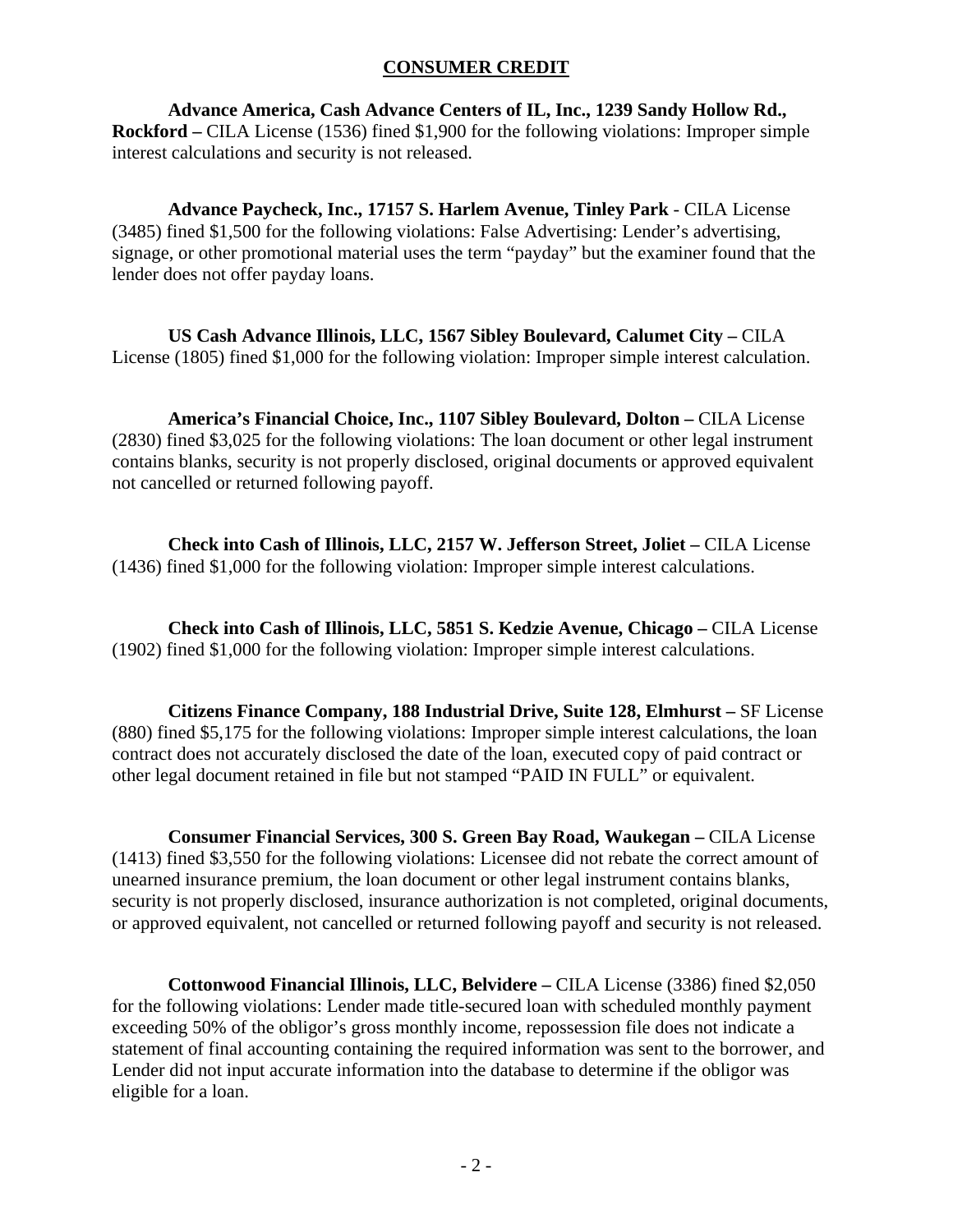## CONSUMER CREDIT

**Advance America, Cash Advance Centers of IL, Inc., 1239 Sandy Hollow Rd., Rockford –** CILA License (1536) fined $1,900 for the following violations: Improper simple interest calculations and security is not released.

**Advance Paycheck, Inc., 17157 S. Harlem Avenue, Tinley Park** - CILA License (3485) fined $1,500 for the following violations: False Advertising: Lender's advertising, signage, or other promotional material uses the term "payday" but the examiner found that the lender does not offer payday loans.

**US Cash Advance Illinois, LLC, 1567 Sibley Boulevard, Calumet City –** CILA License (1805) fined $1,000 for the following violation: Improper simple interest calculation.

**America's Financial Choice, Inc., 1107 Sibley Boulevard, Dolton –** CILA License (2830) fined $3,025 for the following violations: The loan document or other legal instrument contains blanks, security is not properly disclosed, original documents or approved equivalent not cancelled or returned following payoff.

**Check into Cash of Illinois, LLC, 2157 W. Jefferson Street, Joliet –** CILA License (1436) fined $1,000 for the following violation: Improper simple interest calculations.

**Check into Cash of Illinois, LLC, 5851 S. Kedzie Avenue, Chicago –** CILA License (1902) fined $1,000 for the following violation: Improper simple interest calculations.

**Citizens Finance Company, 188 Industrial Drive, Suite 128, Elmhurst –** SF License (880) fined $5,175 for the following violations: Improper simple interest calculations, the loan contract does not accurately disclosed the date of the loan, executed copy of paid contract or other legal document retained in file but not stamped "PAID IN FULL" or equivalent.

**Consumer Financial Services, 300 S. Green Bay Road, Waukegan –** CILA License (1413) fined $3,550 for the following violations: Licensee did not rebate the correct amount of unearned insurance premium, the loan document or other legal instrument contains blanks, security is not properly disclosed, insurance authorization is not completed, original documents, or approved equivalent, not cancelled or returned following payoff and security is not released.

**Cottonwood Financial Illinois, LLC, Belvidere –** CILA License (3386) fined $2,050 for the following violations: Lender made title-secured loan with scheduled monthly payment exceeding 50% of the obligor's gross monthly income, repossession file does not indicate a statement of final accounting containing the required information was sent to the borrower, and Lender did not input accurate information into the database to determine if the obligor was eligible for a loan.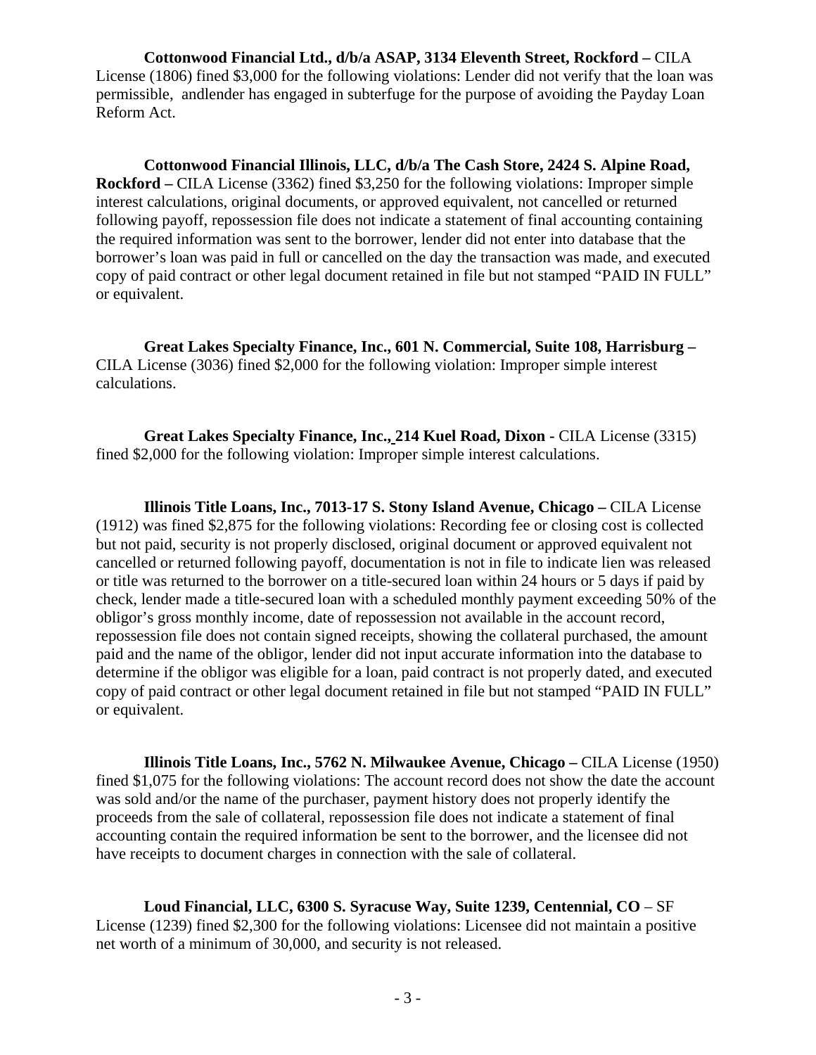**Cottonwood Financial Ltd., d/b/a ASAP, 3134 Eleventh Street, Rockford –** CILA License (1806) fined $3,000 for the following violations: Lender did not verify that the loan was permissible, andlender has engaged in subterfuge for the purpose of avoiding the Payday Loan Reform Act.

**Cottonwood Financial Illinois, LLC, d/b/a The Cash Store, 2424 S. Alpine Road, Rockford –** CILA License (3362) fined $3,250 for the following violations: Improper simple interest calculations, original documents, or approved equivalent, not cancelled or returned following payoff, repossession file does not indicate a statement of final accounting containing the required information was sent to the borrower, lender did not enter into database that the borrower's loan was paid in full or cancelled on the day the transaction was made, and executed copy of paid contract or other legal document retained in file but not stamped "PAID IN FULL" or equivalent.

**Great Lakes Specialty Finance, Inc., 601 N. Commercial, Suite 108, Harrisburg –** CILA License (3036) fined $2,000 for the following violation: Improper simple interest calculations.

**Great Lakes Specialty Finance, Inc., 214 Kuel Road, Dixon -** CILA License (3315) fined $2,000 for the following violation: Improper simple interest calculations.

**Illinois Title Loans, Inc., 7013-17 S. Stony Island Avenue, Chicago –** CILA License (1912) was fined $2,875 for the following violations: Recording fee or closing cost is collected but not paid, security is not properly disclosed, original document or approved equivalent not cancelled or returned following payoff, documentation is not in file to indicate lien was released or title was returned to the borrower on a title-secured loan within 24 hours or 5 days if paid by check, lender made a title-secured loan with a scheduled monthly payment exceeding 50% of the obligor's gross monthly income, date of repossession not available in the account record, repossession file does not contain signed receipts, showing the collateral purchased, the amount paid and the name of the obligor, lender did not input accurate information into the database to determine if the obligor was eligible for a loan, paid contract is not properly dated, and executed copy of paid contract or other legal document retained in file but not stamped "PAID IN FULL" or equivalent.

**Illinois Title Loans, Inc., 5762 N. Milwaukee Avenue, Chicago –** CILA License (1950) fined $1,075 for the following violations: The account record does not show the date the account was sold and/or the name of the purchaser, payment history does not properly identify the proceeds from the sale of collateral, repossession file does not indicate a statement of final accounting contain the required information be sent to the borrower, and the licensee did not have receipts to document charges in connection with the sale of collateral.

**Loud Financial, LLC, 6300 S. Syracuse Way, Suite 1239, Centennial, CO** – SF License (1239) fined $2,300 for the following violations: Licensee did not maintain a positive net worth of a minimum of 30,000, and security is not released.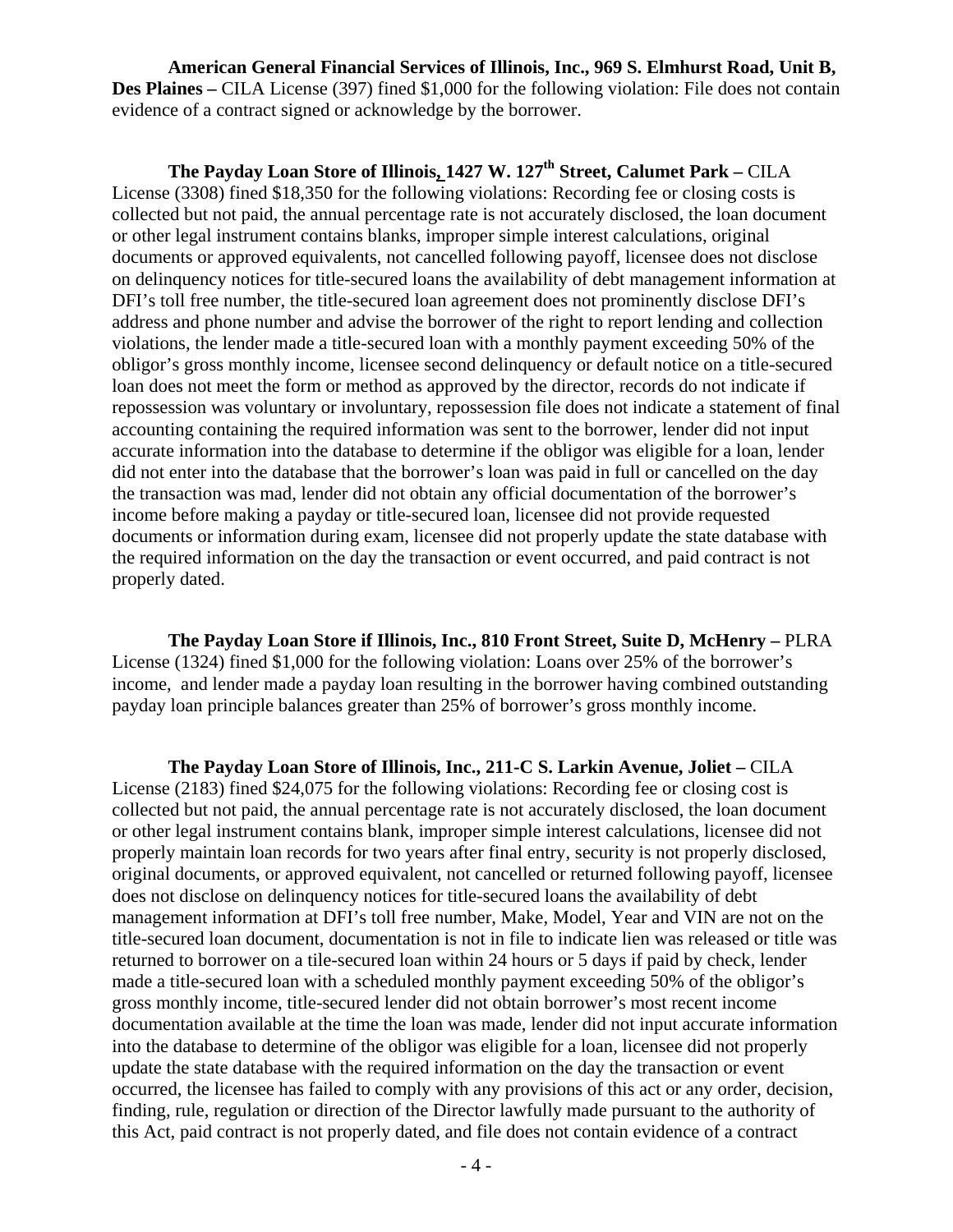**American General Financial Services of Illinois, Inc., 969 S. Elmhurst Road, Unit B, Des Plaines –** CILA License (397) fined $1,000 for the following violation: File does not contain evidence of a contract signed or acknowledge by the borrower.

**The Payday Loan Store of Illinois, 1427 W. 127th Street, Calumet Park –** CILA License (3308) fined $18,350 for the following violations: Recording fee or closing costs is collected but not paid, the annual percentage rate is not accurately disclosed, the loan document or other legal instrument contains blanks, improper simple interest calculations, original documents or approved equivalents, not cancelled following payoff, licensee does not disclose on delinquency notices for title-secured loans the availability of debt management information at DFI's toll free number, the title-secured loan agreement does not prominently disclose DFI's address and phone number and advise the borrower of the right to report lending and collection violations, the lender made a title-secured loan with a monthly payment exceeding 50% of the obligor's gross monthly income, licensee second delinquency or default notice on a title-secured loan does not meet the form or method as approved by the director, records do not indicate if repossession was voluntary or involuntary, repossession file does not indicate a statement of final accounting containing the required information was sent to the borrower, lender did not input accurate information into the database to determine if the obligor was eligible for a loan, lender did not enter into the database that the borrower's loan was paid in full or cancelled on the day the transaction was mad, lender did not obtain any official documentation of the borrower's income before making a payday or title-secured loan, licensee did not provide requested documents or information during exam, licensee did not properly update the state database with the required information on the day the transaction or event occurred, and paid contract is not properly dated.

**The Payday Loan Store if Illinois, Inc., 810 Front Street, Suite D, McHenry –** PLRA License (1324) fined $1,000 for the following violation: Loans over 25% of the borrower's income, and lender made a payday loan resulting in the borrower having combined outstanding payday loan principle balances greater than 25% of borrower's gross monthly income.

**The Payday Loan Store of Illinois, Inc., 211-C S. Larkin Avenue, Joliet –** CILA License (2183) fined $24,075 for the following violations: Recording fee or closing cost is collected but not paid, the annual percentage rate is not accurately disclosed, the loan document or other legal instrument contains blank, improper simple interest calculations, licensee did not properly maintain loan records for two years after final entry, security is not properly disclosed, original documents, or approved equivalent, not cancelled or returned following payoff, licensee does not disclose on delinquency notices for title-secured loans the availability of debt management information at DFI's toll free number, Make, Model, Year and VIN are not on the title-secured loan document, documentation is not in file to indicate lien was released or title was returned to borrower on a tile-secured loan within 24 hours or 5 days if paid by check, lender made a title-secured loan with a scheduled monthly payment exceeding 50% of the obligor's gross monthly income, title-secured lender did not obtain borrower's most recent income documentation available at the time the loan was made, lender did not input accurate information into the database to determine of the obligor was eligible for a loan, licensee did not properly update the state database with the required information on the day the transaction or event occurred, the licensee has failed to comply with any provisions of this act or any order, decision, finding, rule, regulation or direction of the Director lawfully made pursuant to the authority of this Act, paid contract is not properly dated, and file does not contain evidence of a contract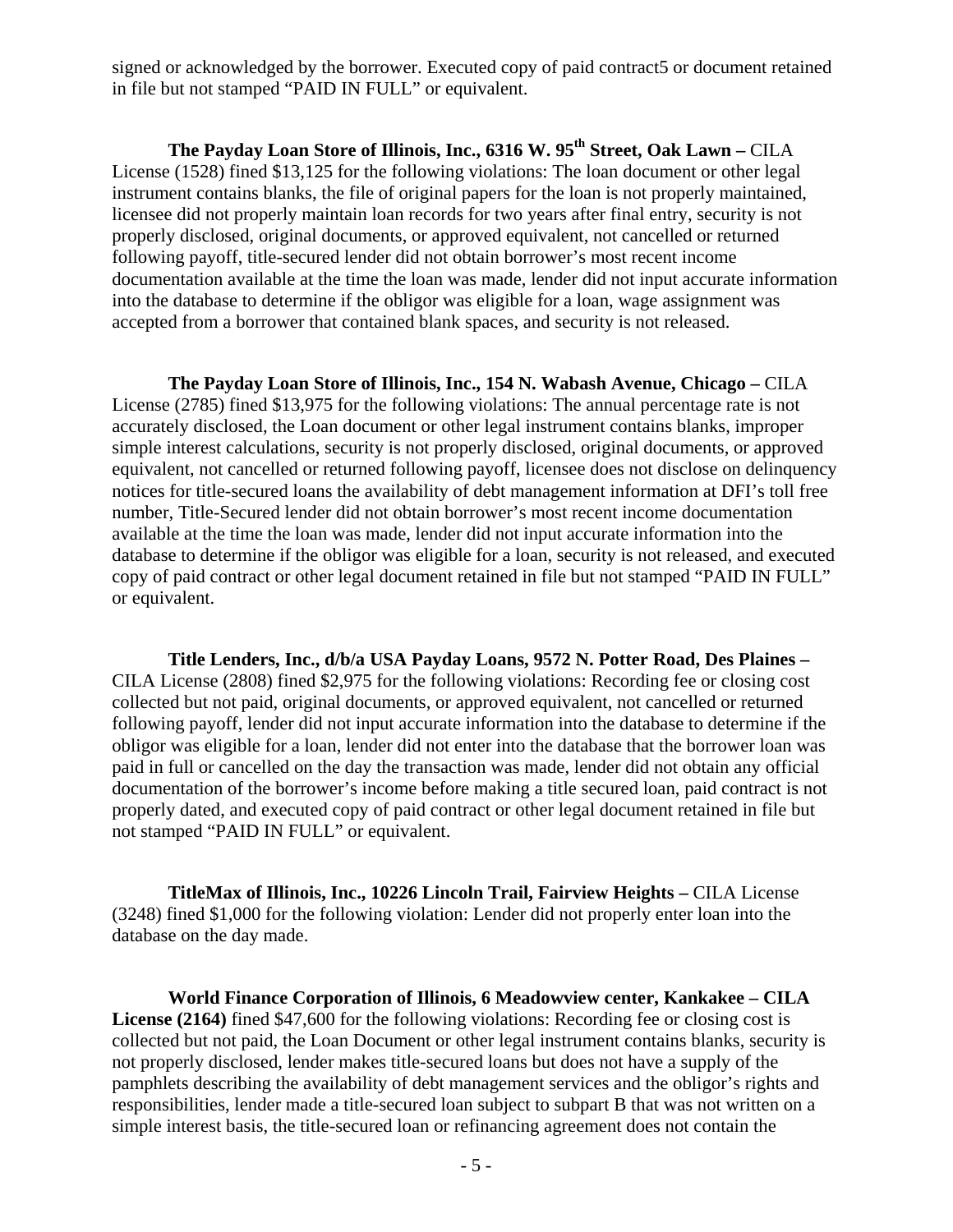signed or acknowledged by the borrower. Executed copy of paid contract5 or document retained in file but not stamped "PAID IN FULL" or equivalent.

**The Payday Loan Store of Illinois, Inc., 6316 W. 95th Street, Oak Lawn –** CILA License (1528) fined $13,125 for the following violations: The loan document or other legal instrument contains blanks, the file of original papers for the loan is not properly maintained, licensee did not properly maintain loan records for two years after final entry, security is not properly disclosed, original documents, or approved equivalent, not cancelled or returned following payoff, title-secured lender did not obtain borrower's most recent income documentation available at the time the loan was made, lender did not input accurate information into the database to determine if the obligor was eligible for a loan, wage assignment was accepted from a borrower that contained blank spaces, and security is not released.

**The Payday Loan Store of Illinois, Inc., 154 N. Wabash Avenue, Chicago –** CILA License (2785) fined $13,975 for the following violations: The annual percentage rate is not accurately disclosed, the Loan document or other legal instrument contains blanks, improper simple interest calculations, security is not properly disclosed, original documents, or approved equivalent, not cancelled or returned following payoff, licensee does not disclose on delinquency notices for title-secured loans the availability of debt management information at DFI's toll free number, Title-Secured lender did not obtain borrower's most recent income documentation available at the time the loan was made, lender did not input accurate information into the database to determine if the obligor was eligible for a loan, security is not released, and executed copy of paid contract or other legal document retained in file but not stamped "PAID IN FULL" or equivalent.

**Title Lenders, Inc., d/b/a USA Payday Loans, 9572 N. Potter Road, Des Plaines –** CILA License (2808) fined $2,975 for the following violations: Recording fee or closing cost collected but not paid, original documents, or approved equivalent, not cancelled or returned following payoff, lender did not input accurate information into the database to determine if the obligor was eligible for a loan, lender did not enter into the database that the borrower loan was paid in full or cancelled on the day the transaction was made, lender did not obtain any official documentation of the borrower's income before making a title secured loan, paid contract is not properly dated, and executed copy of paid contract or other legal document retained in file but not stamped "PAID IN FULL" or equivalent.

**TitleMax of Illinois, Inc., 10226 Lincoln Trail, Fairview Heights –** CILA License (3248) fined $1,000 for the following violation: Lender did not properly enter loan into the database on the day made.

**World Finance Corporation of Illinois, 6 Meadowview center, Kankakee – CILA License (2164)** fined $47,600 for the following violations: Recording fee or closing cost is collected but not paid, the Loan Document or other legal instrument contains blanks, security is not properly disclosed, lender makes title-secured loans but does not have a supply of the pamphlets describing the availability of debt management services and the obligor's rights and responsibilities, lender made a title-secured loan subject to subpart B that was not written on a simple interest basis, the title-secured loan or refinancing agreement does not contain the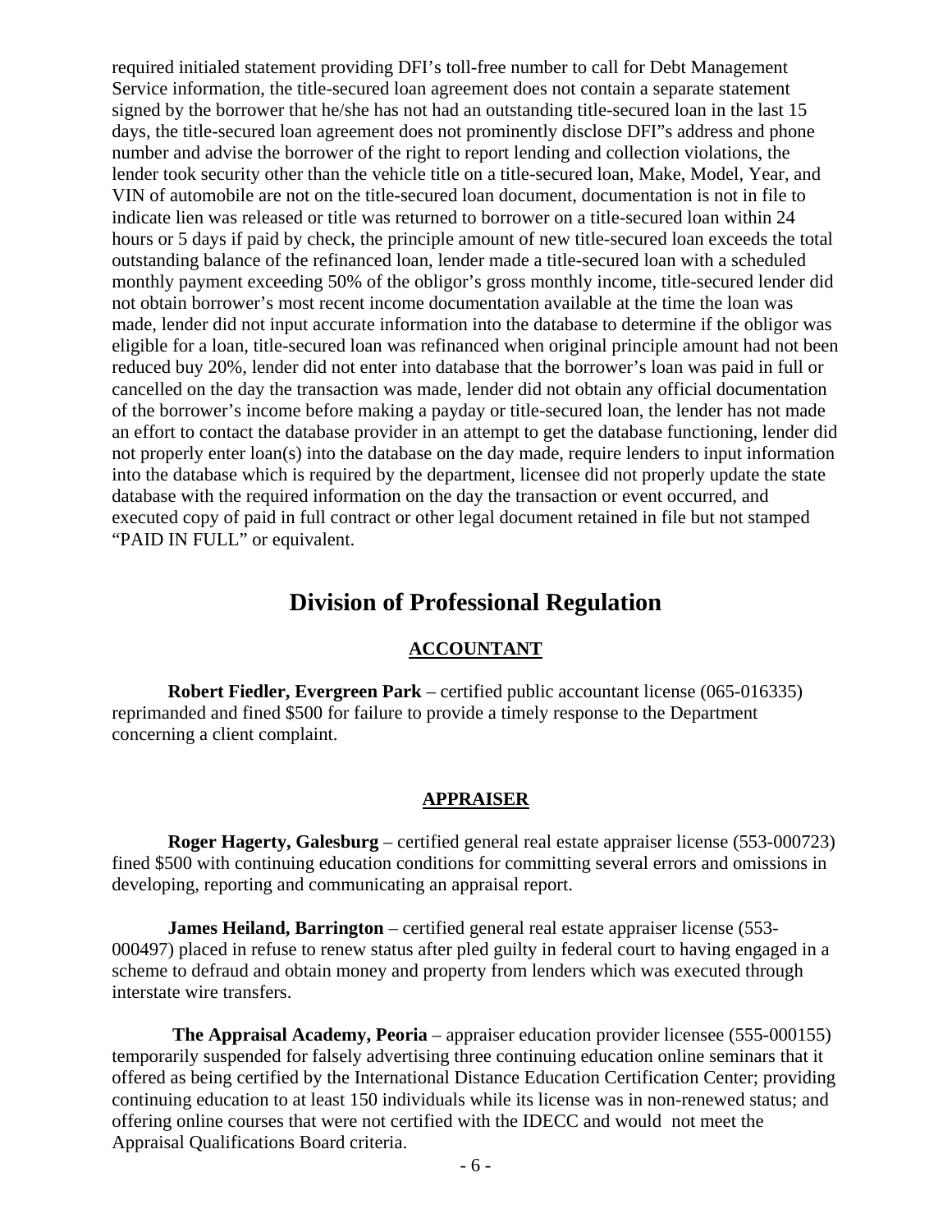required initialed statement providing DFI's toll-free number to call for Debt Management Service information, the title-secured loan agreement does not contain a separate statement signed by the borrower that he/she has not had an outstanding title-secured loan in the last 15 days, the title-secured loan agreement does not prominently disclose DFI"s address and phone number and advise the borrower of the right to report lending and collection violations, the lender took security other than the vehicle title on a title-secured loan, Make, Model, Year, and VIN of automobile are not on the title-secured loan document, documentation is not in file to indicate lien was released or title was returned to borrower on a title-secured loan within 24 hours or 5 days if paid by check, the principle amount of new title-secured loan exceeds the total outstanding balance of the refinanced loan, lender made a title-secured loan with a scheduled monthly payment exceeding 50% of the obligor's gross monthly income, title-secured lender did not obtain borrower's most recent income documentation available at the time the loan was made, lender did not input accurate information into the database to determine if the obligor was eligible for a loan, title-secured loan was refinanced when original principle amount had not been reduced buy 20%, lender did not enter into database that the borrower's loan was paid in full or cancelled on the day the transaction was made, lender did not obtain any official documentation of the borrower's income before making a payday or title-secured loan, the lender has not made an effort to contact the database provider in an attempt to get the database functioning, lender did not properly enter loan(s) into the database on the day made, require lenders to input information into the database which is required by the department, licensee did not properly update the state database with the required information on the day the transaction or event occurred, and executed copy of paid in full contract or other legal document retained in file but not stamped "PAID IN FULL" or equivalent.

# Division of Professional Regulation

## ACCOUNTANT

**Robert Fiedler, Evergreen Park** – certified public accountant license (065-016335) reprimanded and fined $500 for failure to provide a timely response to the Department concerning a client complaint.

## APPRAISER

**Roger Hagerty, Galesburg** – certified general real estate appraiser license (553-000723) fined $500 with continuing education conditions for committing several errors and omissions in developing, reporting and communicating an appraisal report.

**James Heiland, Barrington** – certified general real estate appraiser license (553-000497) placed in refuse to renew status after pled guilty in federal court to having engaged in a scheme to defraud and obtain money and property from lenders which was executed through interstate wire transfers.

**The Appraisal Academy, Peoria** – appraiser education provider licensee (555-000155) temporarily suspended for falsely advertising three continuing education online seminars that it offered as being certified by the International Distance Education Certification Center; providing continuing education to at least 150 individuals while its license was in non-renewed status; and offering online courses that were not certified with the IDECC and would not meet the Appraisal Qualifications Board criteria.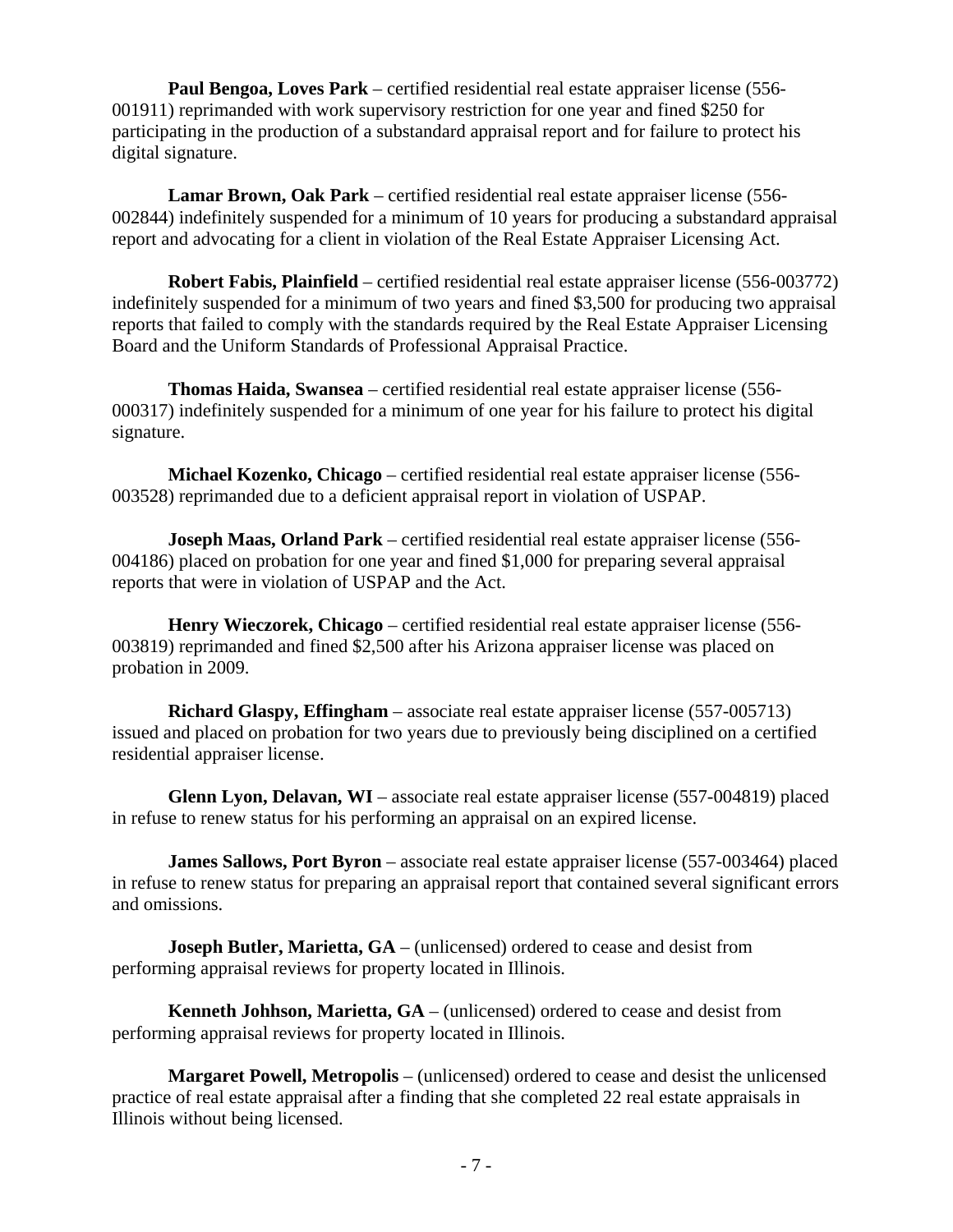**Paul Bengoa, Loves Park** – certified residential real estate appraiser license (556-001911) reprimanded with work supervisory restriction for one year and fined $250 for participating in the production of a substandard appraisal report and for failure to protect his digital signature.

**Lamar Brown, Oak Park** – certified residential real estate appraiser license (556-002844) indefinitely suspended for a minimum of 10 years for producing a substandard appraisal report and advocating for a client in violation of the Real Estate Appraiser Licensing Act.

**Robert Fabis, Plainfield** – certified residential real estate appraiser license (556-003772) indefinitely suspended for a minimum of two years and fined $3,500 for producing two appraisal reports that failed to comply with the standards required by the Real Estate Appraiser Licensing Board and the Uniform Standards of Professional Appraisal Practice.

**Thomas Haida, Swansea** – certified residential real estate appraiser license (556-000317) indefinitely suspended for a minimum of one year for his failure to protect his digital signature.

**Michael Kozenko, Chicago** – certified residential real estate appraiser license (556-003528) reprimanded due to a deficient appraisal report in violation of USPAP.

**Joseph Maas, Orland Park** – certified residential real estate appraiser license (556-004186) placed on probation for one year and fined $1,000 for preparing several appraisal reports that were in violation of USPAP and the Act.

**Henry Wieczorek, Chicago** – certified residential real estate appraiser license (556-003819) reprimanded and fined $2,500 after his Arizona appraiser license was placed on probation in 2009.

**Richard Glaspy, Effingham** – associate real estate appraiser license (557-005713) issued and placed on probation for two years due to previously being disciplined on a certified residential appraiser license.

**Glenn Lyon, Delavan, WI** – associate real estate appraiser license (557-004819) placed in refuse to renew status for his performing an appraisal on an expired license.

**James Sallows, Port Byron** – associate real estate appraiser license (557-003464) placed in refuse to renew status for preparing an appraisal report that contained several significant errors and omissions.

**Joseph Butler, Marietta, GA** – (unlicensed) ordered to cease and desist from performing appraisal reviews for property located in Illinois.

**Kenneth Johhson, Marietta, GA** – (unlicensed) ordered to cease and desist from performing appraisal reviews for property located in Illinois.

**Margaret Powell, Metropolis** – (unlicensed) ordered to cease and desist the unlicensed practice of real estate appraisal after a finding that she completed 22 real estate appraisals in Illinois without being licensed.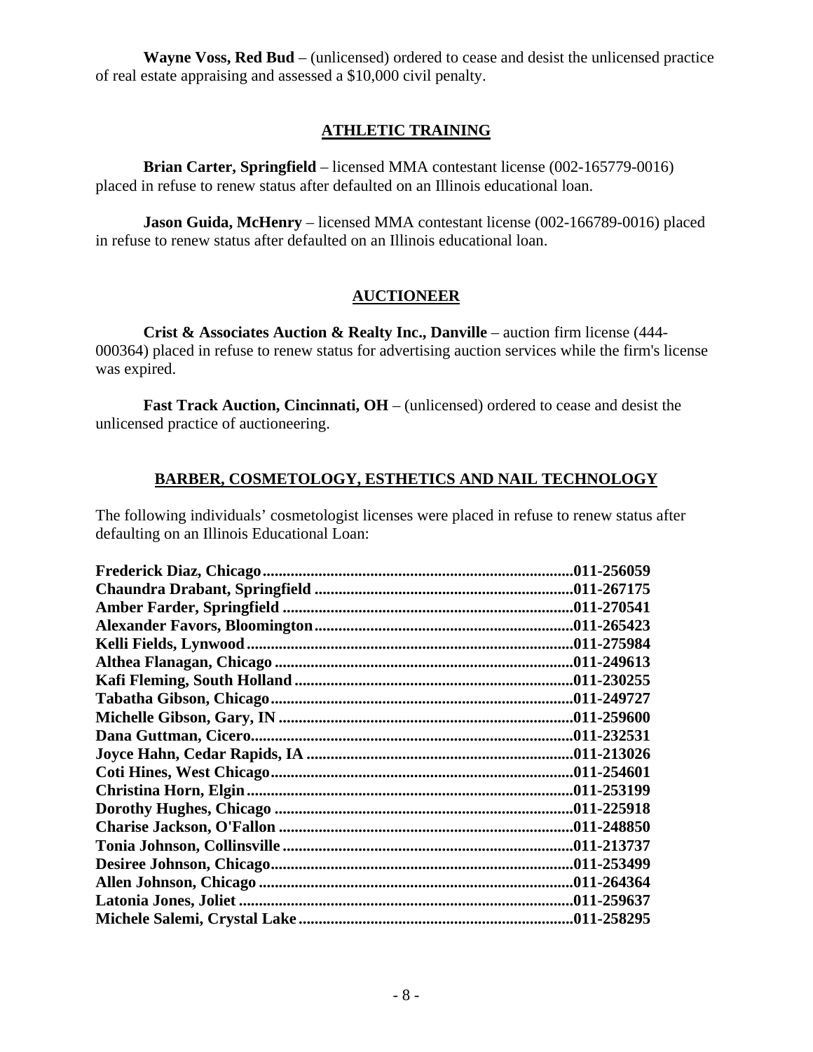**Wayne Voss, Red Bud** – (unlicensed) ordered to cease and desist the unlicensed practice of real estate appraising and assessed a $10,000 civil penalty.

## ATHLETIC TRAINING

**Brian Carter, Springfield** – licensed MMA contestant license (002-165779-0016) placed in refuse to renew status after defaulted on an Illinois educational loan.

**Jason Guida, McHenry** – licensed MMA contestant license (002-166789-0016) placed in refuse to renew status after defaulted on an Illinois educational loan.

## AUCTIONEER

**Crist & Associates Auction & Realty Inc., Danville** – auction firm license (444-000364) placed in refuse to renew status for advertising auction services while the firm's license was expired.

**Fast Track Auction, Cincinnati, OH** – (unlicensed) ordered to cease and desist the unlicensed practice of auctioneering.

## BARBER, COSMETOLOGY, ESTHETICS AND NAIL TECHNOLOGY

The following individuals' cosmetologist licenses were placed in refuse to renew status after defaulting on an Illinois Educational Loan:

**Frederick Diaz, Chicago.............................................................................011-256059**
**Chaundra Drabant, Springfield ................................................................011-267175**
**Amber Farder, Springfield ........................................................................011-270541**
**Alexander Favors, Bloomington................................................................011-265423**
**Kelli Fields, Lynwood.................................................................................011-275984**
**Althea Flanagan, Chicago ..........................................................................011-249613**
**Kafi Fleming, South Holland.....................................................................011-230255**
**Tabatha Gibson, Chicago...........................................................................011-249727**
**Michelle Gibson, Gary, IN ........................................................................011-259600**
**Dana Guttman, Cicero...............................................................................011-232531**
**Joyce Hahn, Cedar Rapids, IA ..................................................................011-213026**
**Coti Hines, West Chicago...........................................................................011-254601**
**Christina Horn, Elgin.................................................................................011-253199**
**Dorothy Hughes, Chicago ..........................................................................011-225918**
**Charise Jackson, O'Fallon .........................................................................011-248850**
**Tonia Johnson, Collinsville ........................................................................011-213737**
**Desiree Johnson, Chicago...........................................................................011-253499**
**Allen Johnson, Chicago .............................................................................011-264364**
**Latonia Jones, Joliet ...................................................................................011-259637**
**Michele Salemi, Crystal Lake....................................................................011-258295**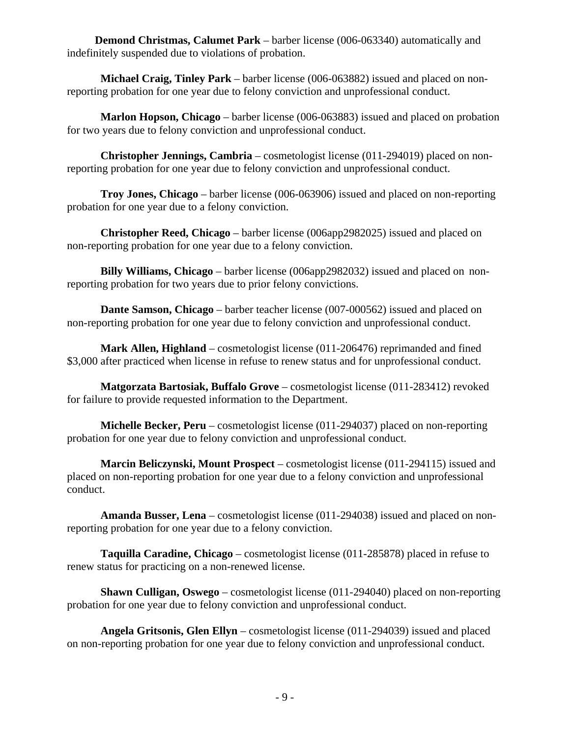**Demond Christmas, Calumet Park** – barber license (006-063340) automatically and indefinitely suspended due to violations of probation.

**Michael Craig, Tinley Park** – barber license (006-063882) issued and placed on non-reporting probation for one year due to felony conviction and unprofessional conduct.

**Marlon Hopson, Chicago** – barber license (006-063883) issued and placed on probation for two years due to felony conviction and unprofessional conduct.

**Christopher Jennings, Cambria** – cosmetologist license (011-294019) placed on non-reporting probation for one year due to felony conviction and unprofessional conduct.

**Troy Jones, Chicago** – barber license (006-063906) issued and placed on non-reporting probation for one year due to a felony conviction.

**Christopher Reed, Chicago** – barber license (006app2982025) issued and placed on non-reporting probation for one year due to a felony conviction.

**Billy Williams, Chicago** – barber license (006app2982032) issued and placed on non-reporting probation for two years due to prior felony convictions.

**Dante Samson, Chicago** – barber teacher license (007-000562) issued and placed on non-reporting probation for one year due to felony conviction and unprofessional conduct.

**Mark Allen, Highland** – cosmetologist license (011-206476) reprimanded and fined $3,000 after practiced when license in refuse to renew status and for unprofessional conduct.

**Matgorzata Bartosiak, Buffalo Grove** – cosmetologist license (011-283412) revoked for failure to provide requested information to the Department.

**Michelle Becker, Peru** – cosmetologist license (011-294037) placed on non-reporting probation for one year due to felony conviction and unprofessional conduct.

**Marcin Beliczynski, Mount Prospect** – cosmetologist license (011-294115) issued and placed on non-reporting probation for one year due to a felony conviction and unprofessional conduct.

**Amanda Busser, Lena** – cosmetologist license (011-294038) issued and placed on non-reporting probation for one year due to a felony conviction.

**Taquilla Caradine, Chicago** – cosmetologist license (011-285878) placed in refuse to renew status for practicing on a non-renewed license.

**Shawn Culligan, Oswego** – cosmetologist license (011-294040) placed on non-reporting probation for one year due to felony conviction and unprofessional conduct.

**Angela Gritsonis, Glen Ellyn** – cosmetologist license (011-294039) issued and placed on non-reporting probation for one year due to felony conviction and unprofessional conduct.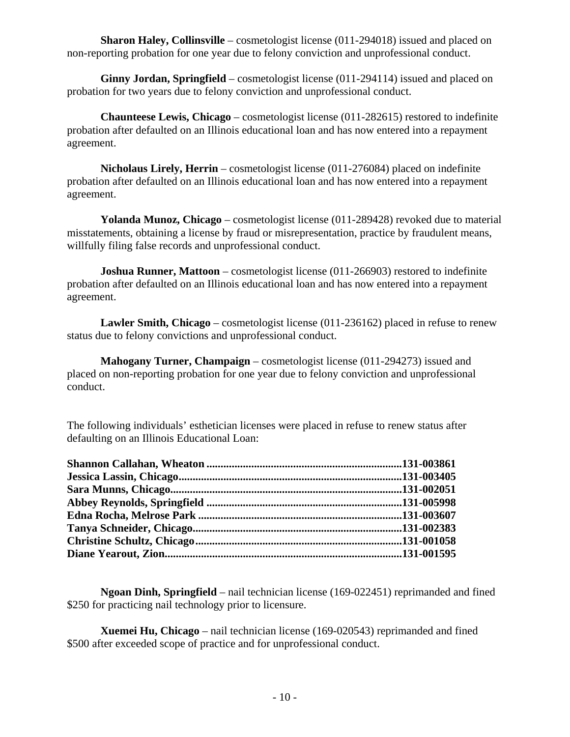**Sharon Haley, Collinsville** – cosmetologist license (011-294018) issued and placed on non-reporting probation for one year due to felony conviction and unprofessional conduct.

**Ginny Jordan, Springfield** – cosmetologist license (011-294114) issued and placed on probation for two years due to felony conviction and unprofessional conduct.

**Chaunteese Lewis, Chicago** – cosmetologist license (011-282615) restored to indefinite probation after defaulted on an Illinois educational loan and has now entered into a repayment agreement.

**Nicholaus Lirely, Herrin** – cosmetologist license (011-276084) placed on indefinite probation after defaulted on an Illinois educational loan and has now entered into a repayment agreement.

**Yolanda Munoz, Chicago** – cosmetologist license (011-289428) revoked due to material misstatements, obtaining a license by fraud or misrepresentation, practice by fraudulent means, willfully filing false records and unprofessional conduct.

**Joshua Runner, Mattoon** – cosmetologist license (011-266903) restored to indefinite probation after defaulted on an Illinois educational loan and has now entered into a repayment agreement.

**Lawler Smith, Chicago** – cosmetologist license (011-236162) placed in refuse to renew status due to felony convictions and unprofessional conduct.

**Mahogany Turner, Champaign** – cosmetologist license (011-294273) issued and placed on non-reporting probation for one year due to felony conviction and unprofessional conduct.

The following individuals' esthetician licenses were placed in refuse to renew status after defaulting on an Illinois Educational Loan:

**Shannon Callahan, Wheaton ....................................................................131-003861**
**Jessica Lassin, Chicago..............................................................................131-003405**
**Sara Munns, Chicago..................................................................................131-002051**
**Abbey Reynolds, Springfield ....................................................................131-005998**
**Edna Rocha, Melrose Park .......................................................................131-003607**
**Tanya Schneider, Chicago.........................................................................131-002383**
**Christine Schultz, Chicago........................................................................131-001058**
**Diane Yearout, Zion...................................................................................131-001595**

**Ngoan Dinh, Springfield** – nail technician license (169-022451) reprimanded and fined $250 for practicing nail technology prior to licensure.

**Xuemei Hu, Chicago** – nail technician license (169-020543) reprimanded and fined $500 after exceeded scope of practice and for unprofessional conduct.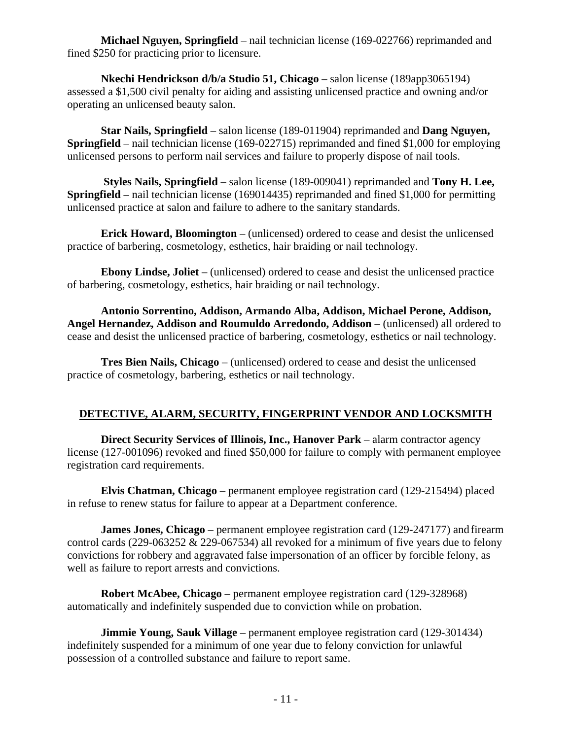**Michael Nguyen, Springfield** – nail technician license (169-022766) reprimanded and fined $250 for practicing prior to licensure.

**Nkechi Hendrickson d/b/a Studio 51, Chicago** – salon license (189app3065194) assessed a $1,500 civil penalty for aiding and assisting unlicensed practice and owning and/or operating an unlicensed beauty salon.

**Star Nails, Springfield** – salon license (189-011904) reprimanded and **Dang Nguyen, Springfield** – nail technician license (169-022715) reprimanded and fined $1,000 for employing unlicensed persons to perform nail services and failure to properly dispose of nail tools.

**Styles Nails, Springfield** – salon license (189-009041) reprimanded and **Tony H. Lee, Springfield** – nail technician license (169014435) reprimanded and fined $1,000 for permitting unlicensed practice at salon and failure to adhere to the sanitary standards.

**Erick Howard, Bloomington** – (unlicensed) ordered to cease and desist the unlicensed practice of barbering, cosmetology, esthetics, hair braiding or nail technology.

**Ebony Lindse, Joliet** – (unlicensed) ordered to cease and desist the unlicensed practice of barbering, cosmetology, esthetics, hair braiding or nail technology.

**Antonio Sorrentino, Addison, Armando Alba, Addison, Michael Perone, Addison, Angel Hernandez, Addison and Roumuldo Arredondo, Addison** – (unlicensed) all ordered to cease and desist the unlicensed practice of barbering, cosmetology, esthetics or nail technology.

**Tres Bien Nails, Chicago** – (unlicensed) ordered to cease and desist the unlicensed practice of cosmetology, barbering, esthetics or nail technology.

## DETECTIVE, ALARM, SECURITY, FINGERPRINT VENDOR AND LOCKSMITH

**Direct Security Services of Illinois, Inc., Hanover Park** – alarm contractor agency license (127-001096) revoked and fined $50,000 for failure to comply with permanent employee registration card requirements.

**Elvis Chatman, Chicago** – permanent employee registration card (129-215494) placed in refuse to renew status for failure to appear at a Department conference.

**James Jones, Chicago** – permanent employee registration card (129-247177) and firearm control cards (229-063252 & 229-067534) all revoked for a minimum of five years due to felony convictions for robbery and aggravated false impersonation of an officer by forcible felony, as well as failure to report arrests and convictions.

**Robert McAbee, Chicago** – permanent employee registration card (129-328968) automatically and indefinitely suspended due to conviction while on probation.

**Jimmie Young, Sauk Village** – permanent employee registration card (129-301434) indefinitely suspended for a minimum of one year due to felony conviction for unlawful possession of a controlled substance and failure to report same.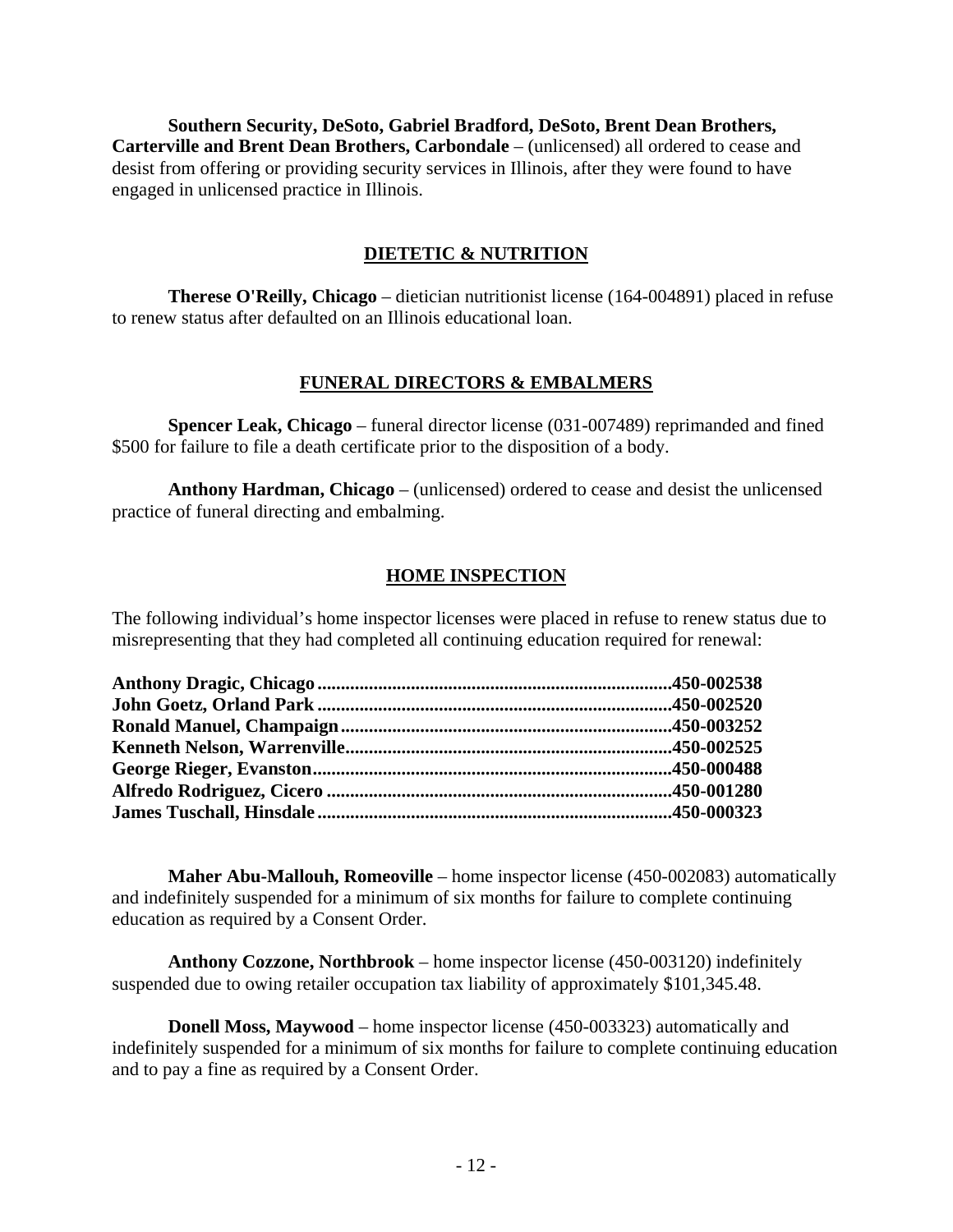**Southern Security, DeSoto, Gabriel Bradford, DeSoto, Brent Dean Brothers, Carterville and Brent Dean Brothers, Carbondale** – (unlicensed) all ordered to cease and desist from offering or providing security services in Illinois, after they were found to have engaged in unlicensed practice in Illinois.

## DIETETIC & NUTRITION

**Therese O'Reilly, Chicago** – dietician nutritionist license (164-004891) placed in refuse to renew status after defaulted on an Illinois educational loan.

## FUNERAL DIRECTORS & EMBALMERS

**Spencer Leak, Chicago** – funeral director license (031-007489) reprimanded and fined $500 for failure to file a death certificate prior to the disposition of a body.

**Anthony Hardman, Chicago** – (unlicensed) ordered to cease and desist the unlicensed practice of funeral directing and embalming.

## HOME INSPECTION

The following individual's home inspector licenses were placed in refuse to renew status due to misrepresenting that they had completed all continuing education required for renewal:

**Anthony Dragic, Chicago..........................................................................450-002538**
**John Goetz, Orland Park..........................................................................450-002520**
**Ronald Manuel, Champaign.....................................................................450-003252**
**Kenneth Nelson, Warrenville...................................................................450-002525**
**George Rieger, Evanston..........................................................................450-000488**
**Alfredo Rodriguez, Cicero........................................................................450-001280**
**James Tuschall, Hinsdale..........................................................................450-000323**

**Maher Abu-Mallouh, Romeoville** – home inspector license (450-002083) automatically and indefinitely suspended for a minimum of six months for failure to complete continuing education as required by a Consent Order.

**Anthony Cozzone, Northbrook** – home inspector license (450-003120) indefinitely suspended due to owing retailer occupation tax liability of approximately $101,345.48.

**Donell Moss, Maywood** – home inspector license (450-003323) automatically and indefinitely suspended for a minimum of six months for failure to complete continuing education and to pay a fine as required by a Consent Order.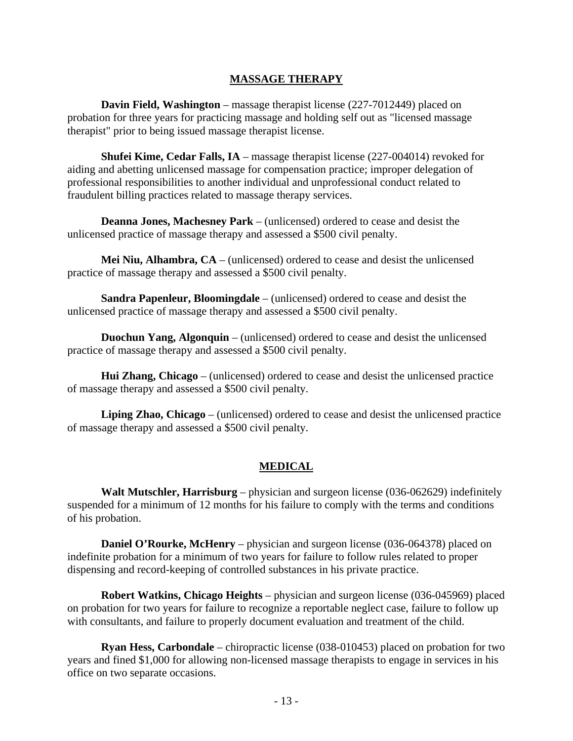## MASSAGE THERAPY

**Davin Field, Washington** – massage therapist license (227-7012449) placed on probation for three years for practicing massage and holding self out as "licensed massage therapist" prior to being issued massage therapist license.

**Shufei Kime, Cedar Falls, IA** – massage therapist license (227-004014) revoked for aiding and abetting unlicensed massage for compensation practice; improper delegation of professional responsibilities to another individual and unprofessional conduct related to fraudulent billing practices related to massage therapy services.

**Deanna Jones, Machesney Park** – (unlicensed) ordered to cease and desist the unlicensed practice of massage therapy and assessed a $500 civil penalty.

**Mei Niu, Alhambra, CA** – (unlicensed) ordered to cease and desist the unlicensed practice of massage therapy and assessed a $500 civil penalty.

**Sandra Papenleur, Bloomingdale** – (unlicensed) ordered to cease and desist the unlicensed practice of massage therapy and assessed a $500 civil penalty.

**Duochun Yang, Algonquin** – (unlicensed) ordered to cease and desist the unlicensed practice of massage therapy and assessed a $500 civil penalty.

**Hui Zhang, Chicago** – (unlicensed) ordered to cease and desist the unlicensed practice of massage therapy and assessed a $500 civil penalty.

**Liping Zhao, Chicago** – (unlicensed) ordered to cease and desist the unlicensed practice of massage therapy and assessed a $500 civil penalty.

## MEDICAL

**Walt Mutschler, Harrisburg** – physician and surgeon license (036-062629) indefinitely suspended for a minimum of 12 months for his failure to comply with the terms and conditions of his probation.

**Daniel O'Rourke, McHenry** – physician and surgeon license (036-064378) placed on indefinite probation for a minimum of two years for failure to follow rules related to proper dispensing and record-keeping of controlled substances in his private practice.

**Robert Watkins, Chicago Heights** – physician and surgeon license (036-045969) placed on probation for two years for failure to recognize a reportable neglect case, failure to follow up with consultants, and failure to properly document evaluation and treatment of the child.

**Ryan Hess, Carbondale** – chiropractic license (038-010453) placed on probation for two years and fined $1,000 for allowing non-licensed massage therapists to engage in services in his office on two separate occasions.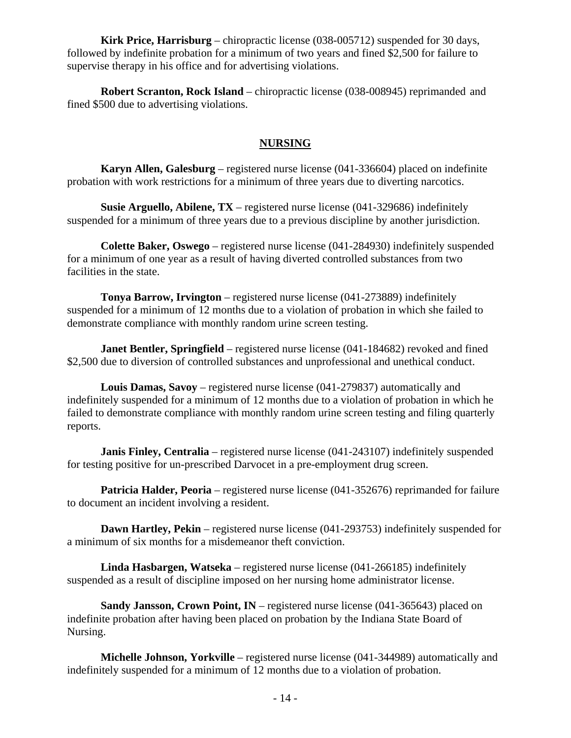**Kirk Price, Harrisburg** – chiropractic license (038-005712) suspended for 30 days, followed by indefinite probation for a minimum of two years and fined $2,500 for failure to supervise therapy in his office and for advertising violations.

**Robert Scranton, Rock Island** – chiropractic license (038-008945) reprimanded and fined $500 due to advertising violations.

## NURSING

**Karyn Allen, Galesburg** – registered nurse license (041-336604) placed on indefinite probation with work restrictions for a minimum of three years due to diverting narcotics.

**Susie Arguello, Abilene, TX** – registered nurse license (041-329686) indefinitely suspended for a minimum of three years due to a previous discipline by another jurisdiction.

**Colette Baker, Oswego** – registered nurse license (041-284930) indefinitely suspended for a minimum of one year as a result of having diverted controlled substances from two facilities in the state.

**Tonya Barrow, Irvington** – registered nurse license (041-273889) indefinitely suspended for a minimum of 12 months due to a violation of probation in which she failed to demonstrate compliance with monthly random urine screen testing.

**Janet Bentler, Springfield** – registered nurse license (041-184682) revoked and fined $2,500 due to diversion of controlled substances and unprofessional and unethical conduct.

**Louis Damas, Savoy** – registered nurse license (041-279837) automatically and indefinitely suspended for a minimum of 12 months due to a violation of probation in which he failed to demonstrate compliance with monthly random urine screen testing and filing quarterly reports.

**Janis Finley, Centralia** – registered nurse license (041-243107) indefinitely suspended for testing positive for un-prescribed Darvocet in a pre-employment drug screen.

**Patricia Halder, Peoria** – registered nurse license (041-352676) reprimanded for failure to document an incident involving a resident.

**Dawn Hartley, Pekin** – registered nurse license (041-293753) indefinitely suspended for a minimum of six months for a misdemeanor theft conviction.

**Linda Hasbargen, Watseka** – registered nurse license (041-266185) indefinitely suspended as a result of discipline imposed on her nursing home administrator license.

**Sandy Jansson, Crown Point, IN** – registered nurse license (041-365643) placed on indefinite probation after having been placed on probation by the Indiana State Board of Nursing.

**Michelle Johnson, Yorkville** – registered nurse license (041-344989) automatically and indefinitely suspended for a minimum of 12 months due to a violation of probation.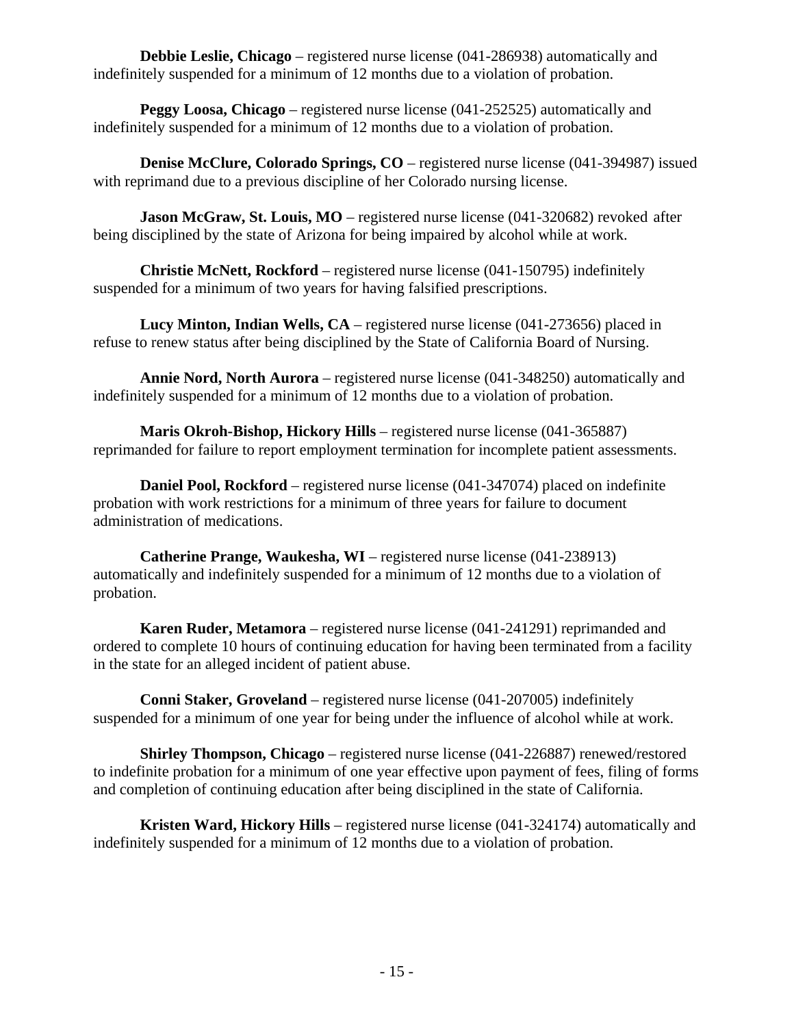**Debbie Leslie, Chicago** – registered nurse license (041-286938) automatically and indefinitely suspended for a minimum of 12 months due to a violation of probation.

**Peggy Loosa, Chicago** – registered nurse license (041-252525) automatically and indefinitely suspended for a minimum of 12 months due to a violation of probation.

**Denise McClure, Colorado Springs, CO** – registered nurse license (041-394987) issued with reprimand due to a previous discipline of her Colorado nursing license.

**Jason McGraw, St. Louis, MO** – registered nurse license (041-320682) revoked after being disciplined by the state of Arizona for being impaired by alcohol while at work.

**Christie McNett, Rockford** – registered nurse license (041-150795) indefinitely suspended for a minimum of two years for having falsified prescriptions.

**Lucy Minton, Indian Wells, CA** – registered nurse license (041-273656) placed in refuse to renew status after being disciplined by the State of California Board of Nursing.

**Annie Nord, North Aurora** – registered nurse license (041-348250) automatically and indefinitely suspended for a minimum of 12 months due to a violation of probation.

**Maris Okroh-Bishop, Hickory Hills** – registered nurse license (041-365887) reprimanded for failure to report employment termination for incomplete patient assessments.

**Daniel Pool, Rockford** – registered nurse license (041-347074) placed on indefinite probation with work restrictions for a minimum of three years for failure to document administration of medications.

**Catherine Prange, Waukesha, WI** – registered nurse license (041-238913) automatically and indefinitely suspended for a minimum of 12 months due to a violation of probation.

**Karen Ruder, Metamora** – registered nurse license (041-241291) reprimanded and ordered to complete 10 hours of continuing education for having been terminated from a facility in the state for an alleged incident of patient abuse.

**Conni Staker, Groveland** – registered nurse license (041-207005) indefinitely suspended for a minimum of one year for being under the influence of alcohol while at work.

**Shirley Thompson, Chicago** – registered nurse license (041-226887) renewed/restored to indefinite probation for a minimum of one year effective upon payment of fees, filing of forms and completion of continuing education after being disciplined in the state of California.

**Kristen Ward, Hickory Hills** – registered nurse license (041-324174) automatically and indefinitely suspended for a minimum of 12 months due to a violation of probation.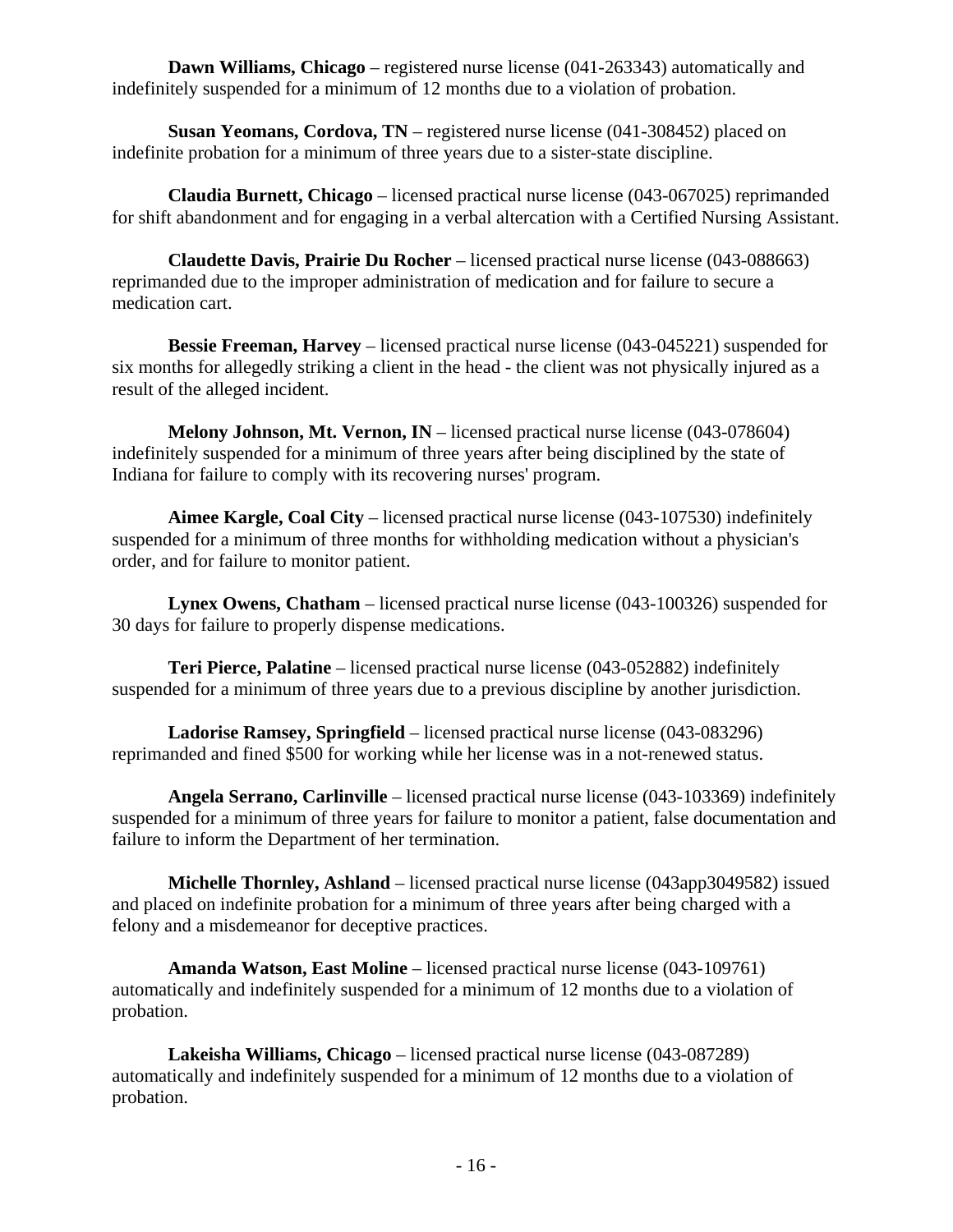**Dawn Williams, Chicago** – registered nurse license (041-263343) automatically and indefinitely suspended for a minimum of 12 months due to a violation of probation.

**Susan Yeomans, Cordova, TN** – registered nurse license (041-308452) placed on indefinite probation for a minimum of three years due to a sister-state discipline.

**Claudia Burnett, Chicago** – licensed practical nurse license (043-067025) reprimanded for shift abandonment and for engaging in a verbal altercation with a Certified Nursing Assistant.

**Claudette Davis, Prairie Du Rocher** – licensed practical nurse license (043-088663) reprimanded due to the improper administration of medication and for failure to secure a medication cart.

**Bessie Freeman, Harvey** – licensed practical nurse license (043-045221) suspended for six months for allegedly striking a client in the head - the client was not physically injured as a result of the alleged incident.

**Melony Johnson, Mt. Vernon, IN** – licensed practical nurse license (043-078604) indefinitely suspended for a minimum of three years after being disciplined by the state of Indiana for failure to comply with its recovering nurses' program.

**Aimee Kargle, Coal City** – licensed practical nurse license (043-107530) indefinitely suspended for a minimum of three months for withholding medication without a physician's order, and for failure to monitor patient.

**Lynex Owens, Chatham** – licensed practical nurse license (043-100326) suspended for 30 days for failure to properly dispense medications.

**Teri Pierce, Palatine** – licensed practical nurse license (043-052882) indefinitely suspended for a minimum of three years due to a previous discipline by another jurisdiction.

**Ladorise Ramsey, Springfield** – licensed practical nurse license (043-083296) reprimanded and fined $500 for working while her license was in a not-renewed status.

**Angela Serrano, Carlinville** – licensed practical nurse license (043-103369) indefinitely suspended for a minimum of three years for failure to monitor a patient, false documentation and failure to inform the Department of her termination.

**Michelle Thornley, Ashland** – licensed practical nurse license (043app3049582) issued and placed on indefinite probation for a minimum of three years after being charged with a felony and a misdemeanor for deceptive practices.

**Amanda Watson, East Moline** – licensed practical nurse license (043-109761) automatically and indefinitely suspended for a minimum of 12 months due to a violation of probation.

**Lakeisha Williams, Chicago** – licensed practical nurse license (043-087289) automatically and indefinitely suspended for a minimum of 12 months due to a violation of probation.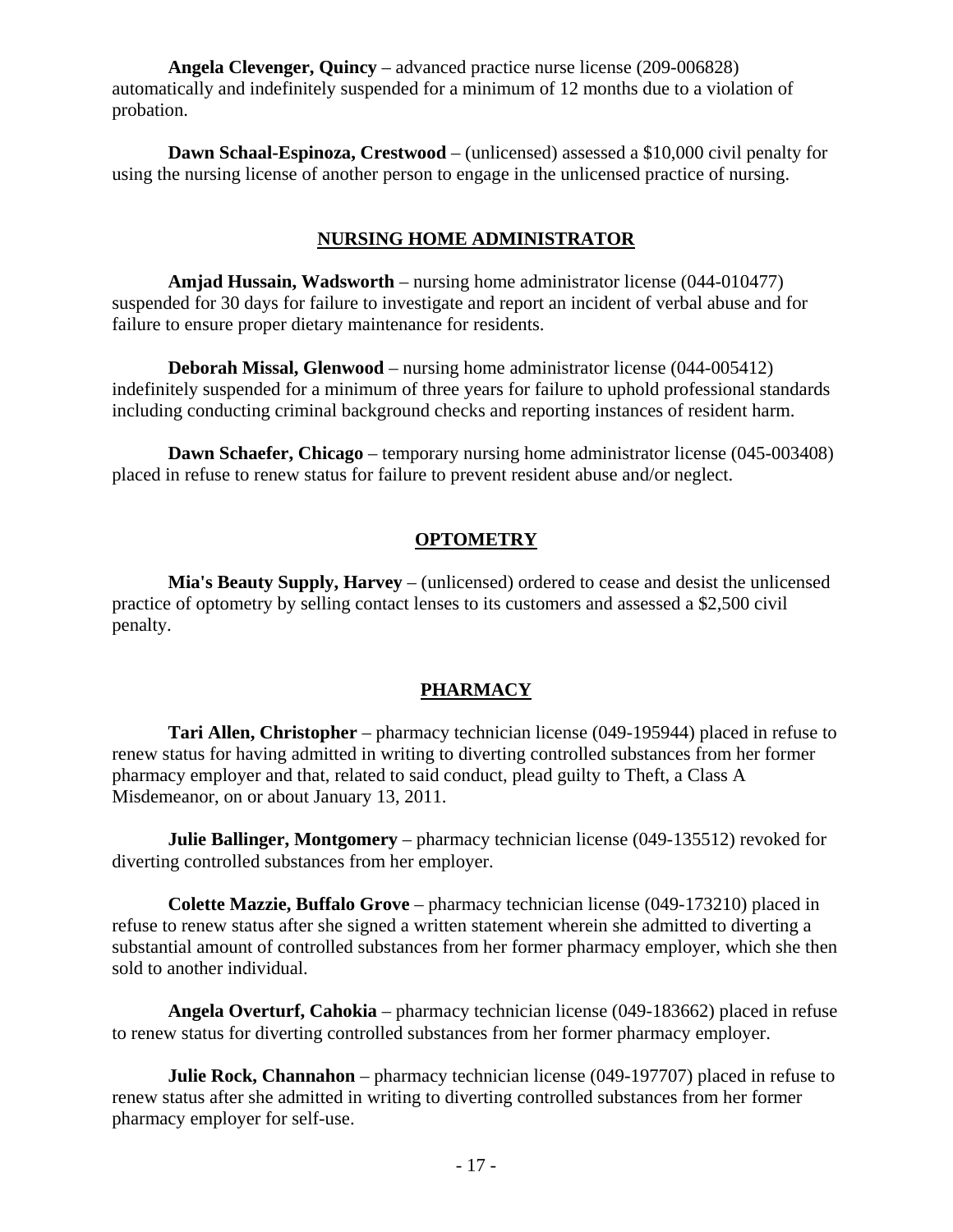**Angela Clevenger, Quincy** – advanced practice nurse license (209-006828) automatically and indefinitely suspended for a minimum of 12 months due to a violation of probation.

**Dawn Schaal-Espinoza, Crestwood** – (unlicensed) assessed a $10,000 civil penalty for using the nursing license of another person to engage in the unlicensed practice of nursing.

## NURSING HOME ADMINISTRATOR

**Amjad Hussain, Wadsworth** – nursing home administrator license (044-010477) suspended for 30 days for failure to investigate and report an incident of verbal abuse and for failure to ensure proper dietary maintenance for residents.

**Deborah Missal, Glenwood** – nursing home administrator license (044-005412) indefinitely suspended for a minimum of three years for failure to uphold professional standards including conducting criminal background checks and reporting instances of resident harm.

**Dawn Schaefer, Chicago** – temporary nursing home administrator license (045-003408) placed in refuse to renew status for failure to prevent resident abuse and/or neglect.

## OPTOMETRY

**Mia's Beauty Supply, Harvey** – (unlicensed) ordered to cease and desist the unlicensed practice of optometry by selling contact lenses to its customers and assessed a $2,500 civil penalty.

## PHARMACY

**Tari Allen, Christopher** – pharmacy technician license (049-195944) placed in refuse to renew status for having admitted in writing to diverting controlled substances from her former pharmacy employer and that, related to said conduct, plead guilty to Theft, a Class A Misdemeanor, on or about January 13, 2011.

**Julie Ballinger, Montgomery** – pharmacy technician license (049-135512) revoked for diverting controlled substances from her employer.

**Colette Mazzie, Buffalo Grove** – pharmacy technician license (049-173210) placed in refuse to renew status after she signed a written statement wherein she admitted to diverting a substantial amount of controlled substances from her former pharmacy employer, which she then sold to another individual.

**Angela Overturf, Cahokia** – pharmacy technician license (049-183662) placed in refuse to renew status for diverting controlled substances from her former pharmacy employer.

**Julie Rock, Channahon** – pharmacy technician license (049-197707) placed in refuse to renew status after she admitted in writing to diverting controlled substances from her former pharmacy employer for self-use.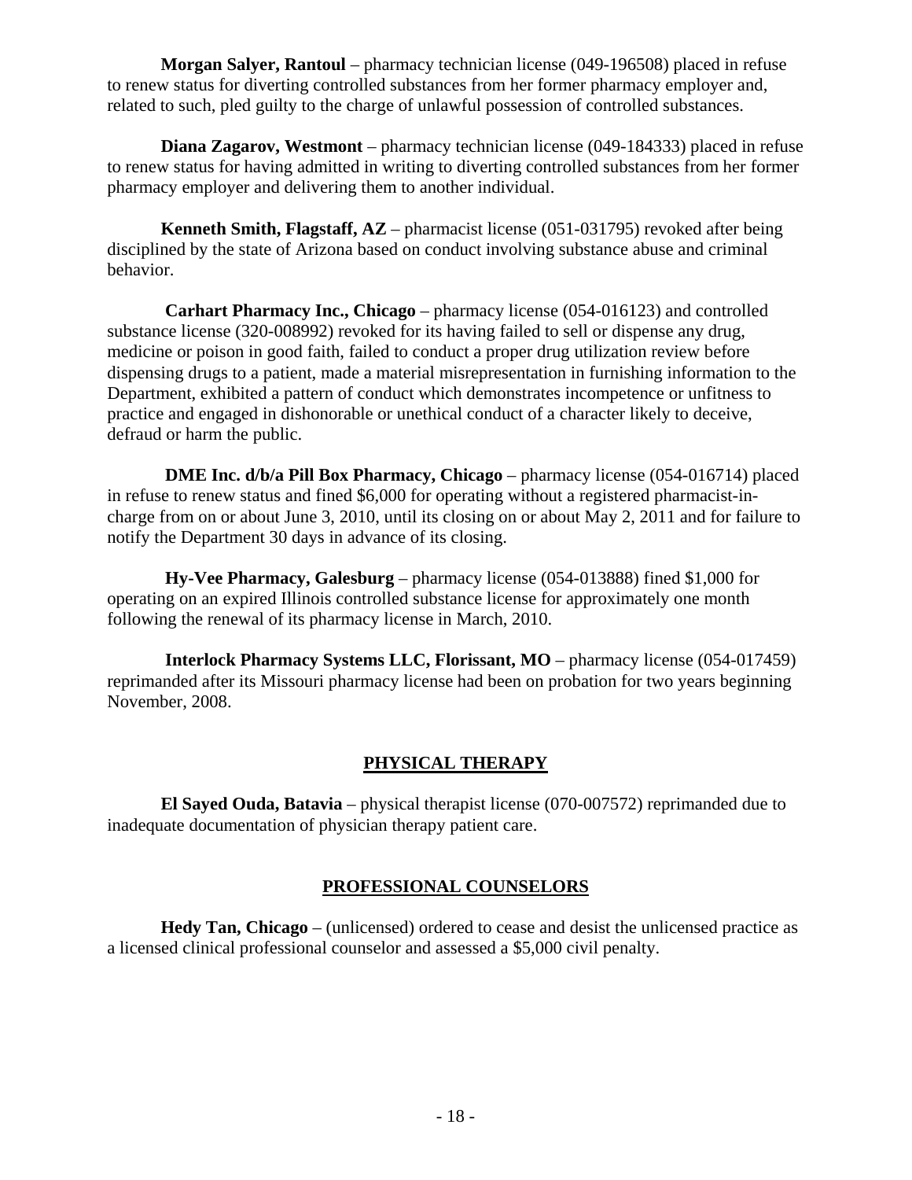**Morgan Salyer, Rantoul** – pharmacy technician license (049-196508) placed in refuse to renew status for diverting controlled substances from her former pharmacy employer and, related to such, pled guilty to the charge of unlawful possession of controlled substances.

**Diana Zagarov, Westmont** – pharmacy technician license (049-184333) placed in refuse to renew status for having admitted in writing to diverting controlled substances from her former pharmacy employer and delivering them to another individual.

**Kenneth Smith, Flagstaff, AZ** – pharmacist license (051-031795) revoked after being disciplined by the state of Arizona based on conduct involving substance abuse and criminal behavior.

**Carhart Pharmacy Inc., Chicago** – pharmacy license (054-016123) and controlled substance license (320-008992) revoked for its having failed to sell or dispense any drug, medicine or poison in good faith, failed to conduct a proper drug utilization review before dispensing drugs to a patient, made a material misrepresentation in furnishing information to the Department, exhibited a pattern of conduct which demonstrates incompetence or unfitness to practice and engaged in dishonorable or unethical conduct of a character likely to deceive, defraud or harm the public.

**DME Inc. d/b/a Pill Box Pharmacy, Chicago** – pharmacy license (054-016714) placed in refuse to renew status and fined $6,000 for operating without a registered pharmacist-in-charge from on or about June 3, 2010, until its closing on or about May 2, 2011 and for failure to notify the Department 30 days in advance of its closing.

**Hy-Vee Pharmacy, Galesburg** – pharmacy license (054-013888) fined $1,000 for operating on an expired Illinois controlled substance license for approximately one month following the renewal of its pharmacy license in March, 2010.

**Interlock Pharmacy Systems LLC, Florissant, MO** – pharmacy license (054-017459) reprimanded after its Missouri pharmacy license had been on probation for two years beginning November, 2008.

## PHYSICAL THERAPY

**El Sayed Ouda, Batavia** – physical therapist license (070-007572) reprimanded due to inadequate documentation of physician therapy patient care.

## PROFESSIONAL COUNSELORS

**Hedy Tan, Chicago** – (unlicensed) ordered to cease and desist the unlicensed practice as a licensed clinical professional counselor and assessed a $5,000 civil penalty.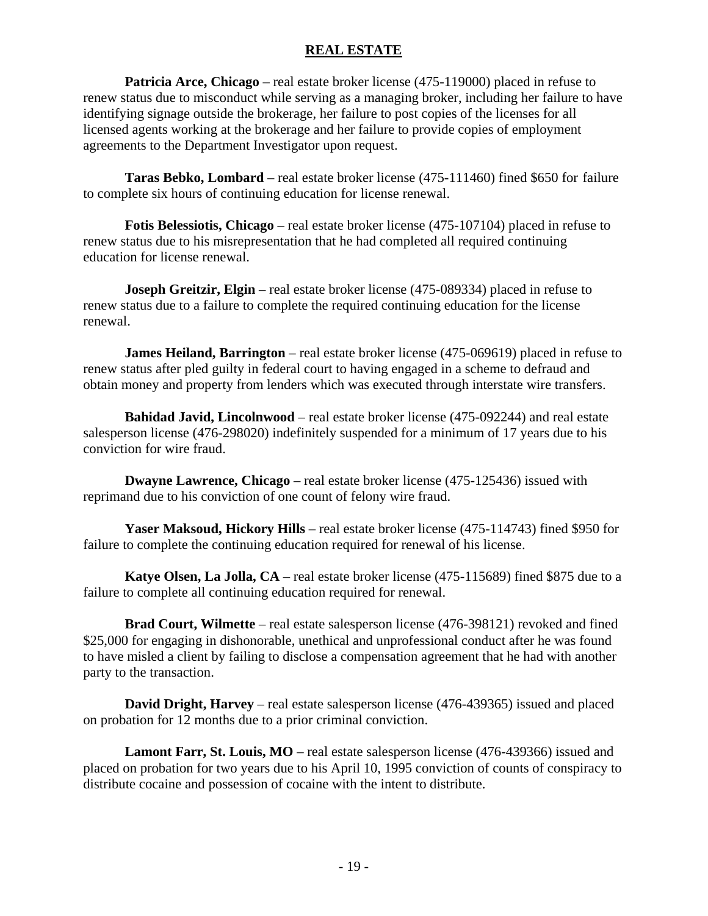## REAL ESTATE

**Patricia Arce, Chicago** – real estate broker license (475-119000) placed in refuse to renew status due to misconduct while serving as a managing broker, including her failure to have identifying signage outside the brokerage, her failure to post copies of the licenses for all licensed agents working at the brokerage and her failure to provide copies of employment agreements to the Department Investigator upon request.

**Taras Bebko, Lombard** – real estate broker license (475-111460) fined $650 for failure to complete six hours of continuing education for license renewal.

**Fotis Belessiotis, Chicago** – real estate broker license (475-107104) placed in refuse to renew status due to his misrepresentation that he had completed all required continuing education for license renewal.

**Joseph Greitzir, Elgin** – real estate broker license (475-089334) placed in refuse to renew status due to a failure to complete the required continuing education for the license renewal.

**James Heiland, Barrington** – real estate broker license (475-069619) placed in refuse to renew status after pled guilty in federal court to having engaged in a scheme to defraud and obtain money and property from lenders which was executed through interstate wire transfers.

**Bahidad Javid, Lincolnwood** – real estate broker license (475-092244) and real estate salesperson license (476-298020) indefinitely suspended for a minimum of 17 years due to his conviction for wire fraud.

**Dwayne Lawrence, Chicago** – real estate broker license (475-125436) issued with reprimand due to his conviction of one count of felony wire fraud.

**Yaser Maksoud, Hickory Hills** – real estate broker license (475-114743) fined $950 for failure to complete the continuing education required for renewal of his license.

**Katye Olsen, La Jolla, CA** – real estate broker license (475-115689) fined $875 due to a failure to complete all continuing education required for renewal.

**Brad Court, Wilmette** – real estate salesperson license (476-398121) revoked and fined $25,000 for engaging in dishonorable, unethical and unprofessional conduct after he was found to have misled a client by failing to disclose a compensation agreement that he had with another party to the transaction.

**David Dright, Harvey** – real estate salesperson license (476-439365) issued and placed on probation for 12 months due to a prior criminal conviction.

**Lamont Farr, St. Louis, MO** – real estate salesperson license (476-439366) issued and placed on probation for two years due to his April 10, 1995 conviction of counts of conspiracy to distribute cocaine and possession of cocaine with the intent to distribute.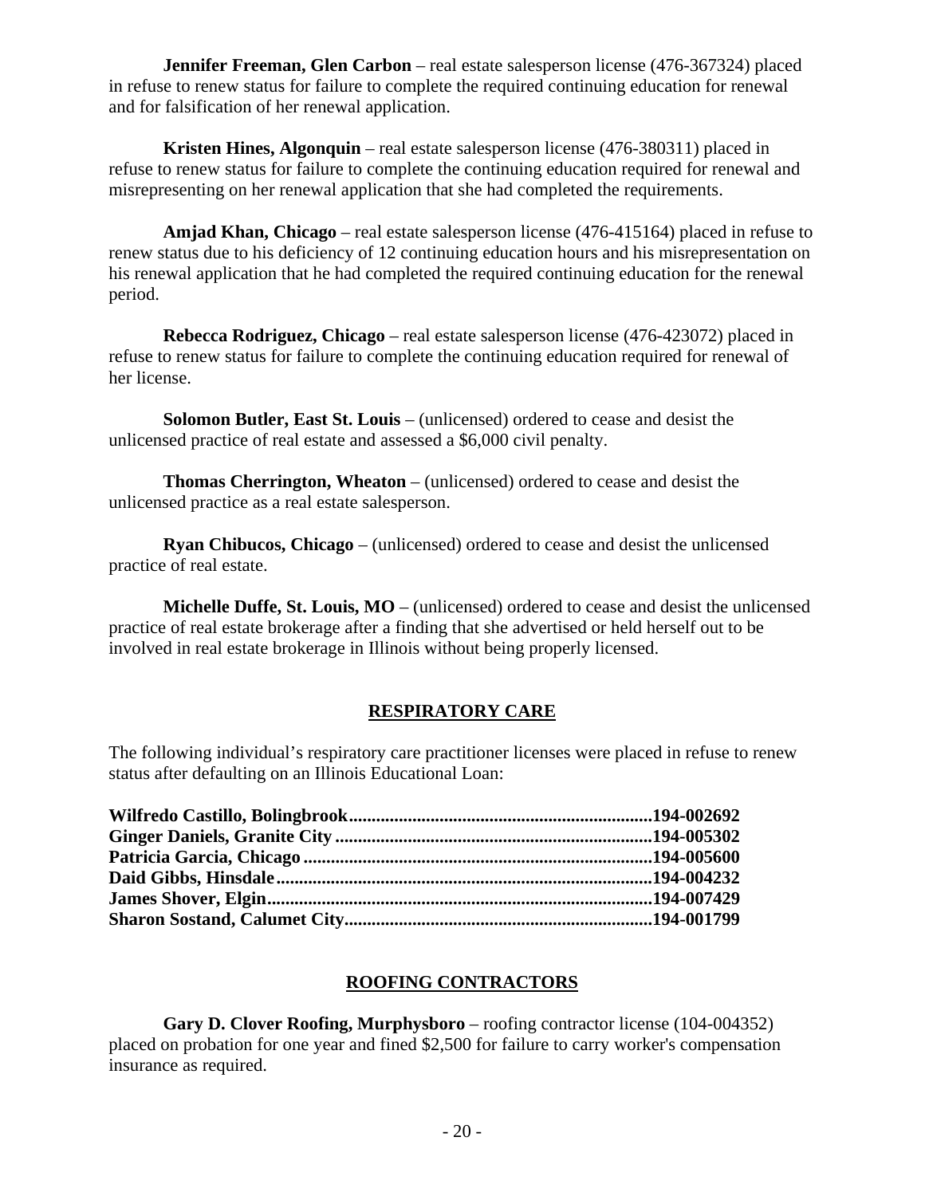**Jennifer Freeman, Glen Carbon** – real estate salesperson license (476-367324) placed in refuse to renew status for failure to complete the required continuing education for renewal and for falsification of her renewal application.

**Kristen Hines, Algonquin** – real estate salesperson license (476-380311) placed in refuse to renew status for failure to complete the continuing education required for renewal and misrepresenting on her renewal application that she had completed the requirements.

**Amjad Khan, Chicago** – real estate salesperson license (476-415164) placed in refuse to renew status due to his deficiency of 12 continuing education hours and his misrepresentation on his renewal application that he had completed the required continuing education for the renewal period.

**Rebecca Rodriguez, Chicago** – real estate salesperson license (476-423072) placed in refuse to renew status for failure to complete the continuing education required for renewal of her license.

**Solomon Butler, East St. Louis** – (unlicensed) ordered to cease and desist the unlicensed practice of real estate and assessed a $6,000 civil penalty.

**Thomas Cherrington, Wheaton** – (unlicensed) ordered to cease and desist the unlicensed practice as a real estate salesperson.

**Ryan Chibucos, Chicago** – (unlicensed) ordered to cease and desist the unlicensed practice of real estate.

**Michelle Duffe, St. Louis, MO** – (unlicensed) ordered to cease and desist the unlicensed practice of real estate brokerage after a finding that she advertised or held herself out to be involved in real estate brokerage in Illinois without being properly licensed.

## RESPIRATORY CARE

The following individual's respiratory care practitioner licenses were placed in refuse to renew status after defaulting on an Illinois Educational Loan:

**Wilfredo Castillo, Bolingbrook..................................................................194-002692**
**Ginger Daniels, Granite City .....................................................................194-005302**
**Patricia Garcia, Chicago ............................................................................194-005600**
**Daid Gibbs, Hinsdale..................................................................................194-004232**
**James Shover, Elgin....................................................................................194-007429**
**Sharon Sostand, Calumet City...................................................................194-001799**

## ROOFING CONTRACTORS

**Gary D. Clover Roofing, Murphysboro** – roofing contractor license (104-004352) placed on probation for one year and fined $2,500 for failure to carry worker's compensation insurance as required.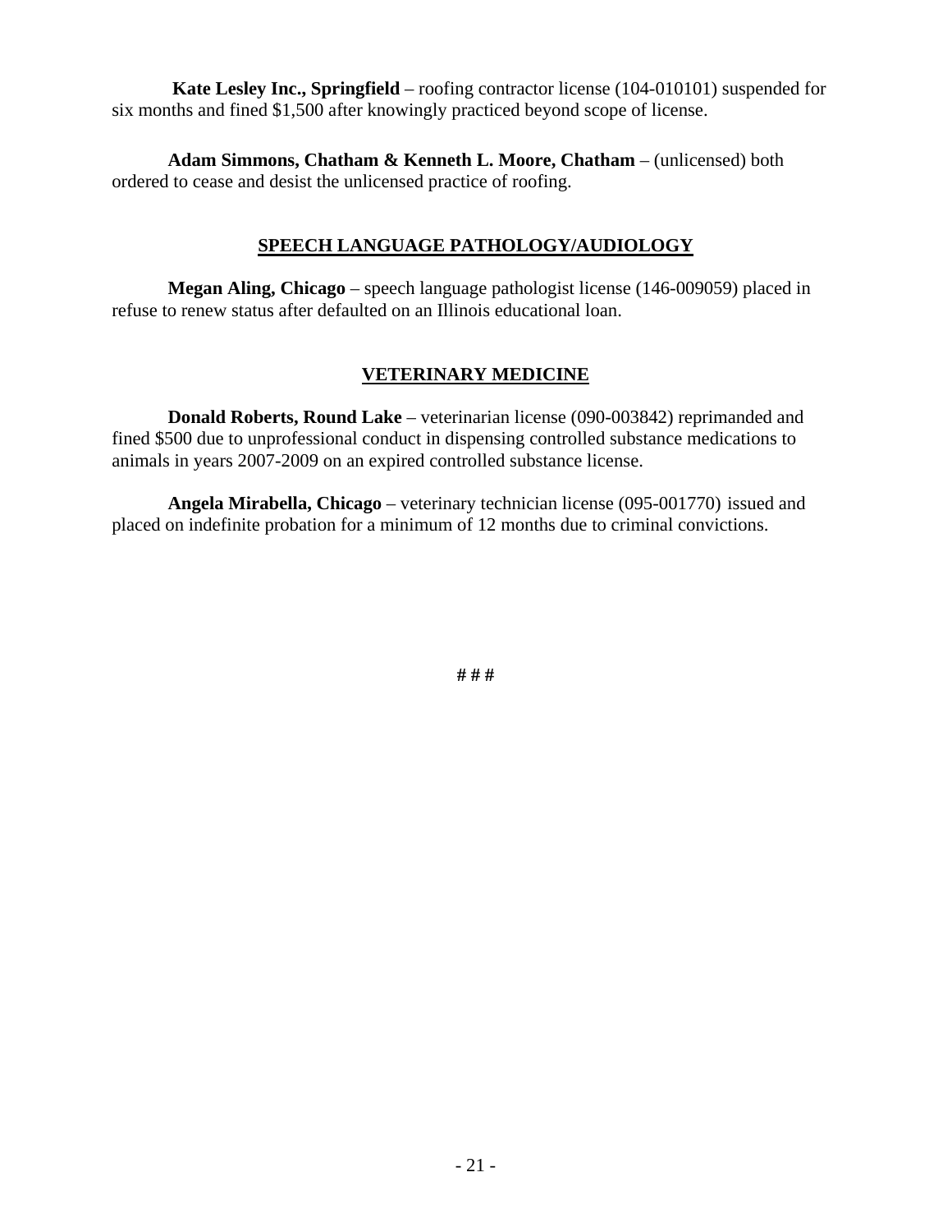**Kate Lesley Inc., Springfield** – roofing contractor license (104-010101) suspended for six months and fined $1,500 after knowingly practiced beyond scope of license.

**Adam Simmons, Chatham & Kenneth L. Moore, Chatham** – (unlicensed) both ordered to cease and desist the unlicensed practice of roofing.

## SPEECH LANGUAGE PATHOLOGY/AUDIOLOGY

**Megan Aling, Chicago** – speech language pathologist license (146-009059) placed in refuse to renew status after defaulted on an Illinois educational loan.

## VETERINARY MEDICINE

**Donald Roberts, Round Lake** – veterinarian license (090-003842) reprimanded and fined $500 due to unprofessional conduct in dispensing controlled substance medications to animals in years 2007-2009 on an expired controlled substance license.

**Angela Mirabella, Chicago** – veterinary technician license (095-001770) issued and placed on indefinite probation for a minimum of 12 months due to criminal convictions.

# # #